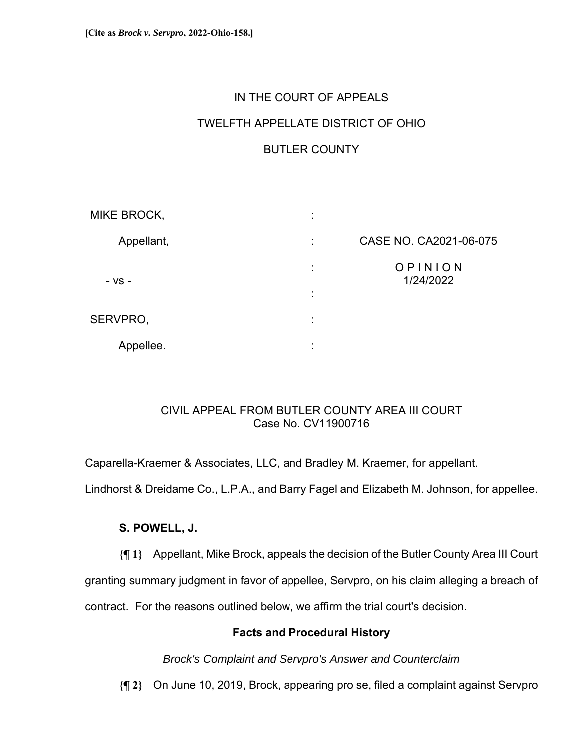**[Cite as *Brock v. Servpro*, 2022-Ohio-158.]**

IN THE COURT OF APPEALS

TWELFTH APPELLATE DISTRICT OF OHIO

BUTLER COUNTY

| | | |
|---|---|---|
| MIKE BROCK, | : | |
| Appellant, | : | CASE NO. CA2021-06-075 |
| | : | O P I N I O N 1/24/2022 |
| - vs - | : | |
| SERVPRO, | : | |
| Appellee. | : | |

CIVIL APPEAL FROM BUTLER COUNTY AREA III COURT
Case No. CV11900716

Caparella-Kraemer & Associates, LLC, and Bradley M. Kraemer, for appellant.

Lindhorst & Dreidame Co., L.P.A., and Barry Fagel and Elizabeth M. Johnson, for appellee.

**S. POWELL, J.**

**{¶ 1}** Appellant, Mike Brock, appeals the decision of the Butler County Area III Court granting summary judgment in favor of appellee, Servpro, on his claim alleging a breach of contract. For the reasons outlined below, we affirm the trial court's decision.

### Facts and Procedural History

*Brock's Complaint and Servpro's Answer and Counterclaim*

**{¶ 2}** On June 10, 2019, Brock, appearing pro se, filed a complaint against Servpro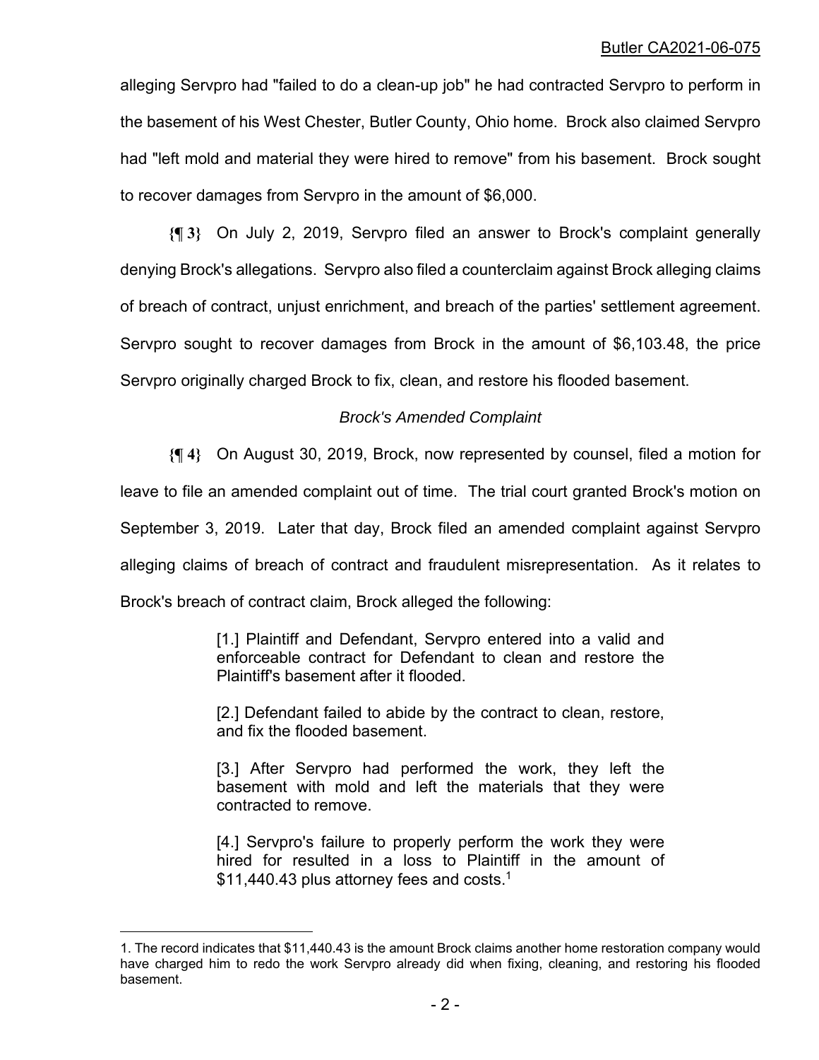alleging Servpro had "failed to do a clean-up job" he had contracted Servpro to perform in the basement of his West Chester, Butler County, Ohio home. Brock also claimed Servpro had "left mold and material they were hired to remove" from his basement. Brock sought to recover damages from Servpro in the amount of $6,000.

**{¶ 3}** On July 2, 2019, Servpro filed an answer to Brock's complaint generally denying Brock's allegations. Servpro also filed a counterclaim against Brock alleging claims of breach of contract, unjust enrichment, and breach of the parties' settlement agreement. Servpro sought to recover damages from Brock in the amount of $6,103.48, the price Servpro originally charged Brock to fix, clean, and restore his flooded basement.

*Brock's Amended Complaint*

**{¶ 4}** On August 30, 2019, Brock, now represented by counsel, filed a motion for leave to file an amended complaint out of time. The trial court granted Brock's motion on September 3, 2019. Later that day, Brock filed an amended complaint against Servpro alleging claims of breach of contract and fraudulent misrepresentation. As it relates to Brock's breach of contract claim, Brock alleged the following:

> [1.] Plaintiff and Defendant, Servpro entered into a valid and enforceable contract for Defendant to clean and restore the Plaintiff's basement after it flooded.
>
> [2.] Defendant failed to abide by the contract to clean, restore, and fix the flooded basement.
>
> [3.] After Servpro had performed the work, they left the basement with mold and left the materials that they were contracted to remove.
>
> [4.] Servpro's failure to properly perform the work they were hired for resulted in a loss to Plaintiff in the amount of $11,440.43 plus attorney fees and costs.[1]

1. The record indicates that $11,440.43 is the amount Brock claims another home restoration company would have charged him to redo the work Servpro already did when fixing, cleaning, and restoring his flooded basement.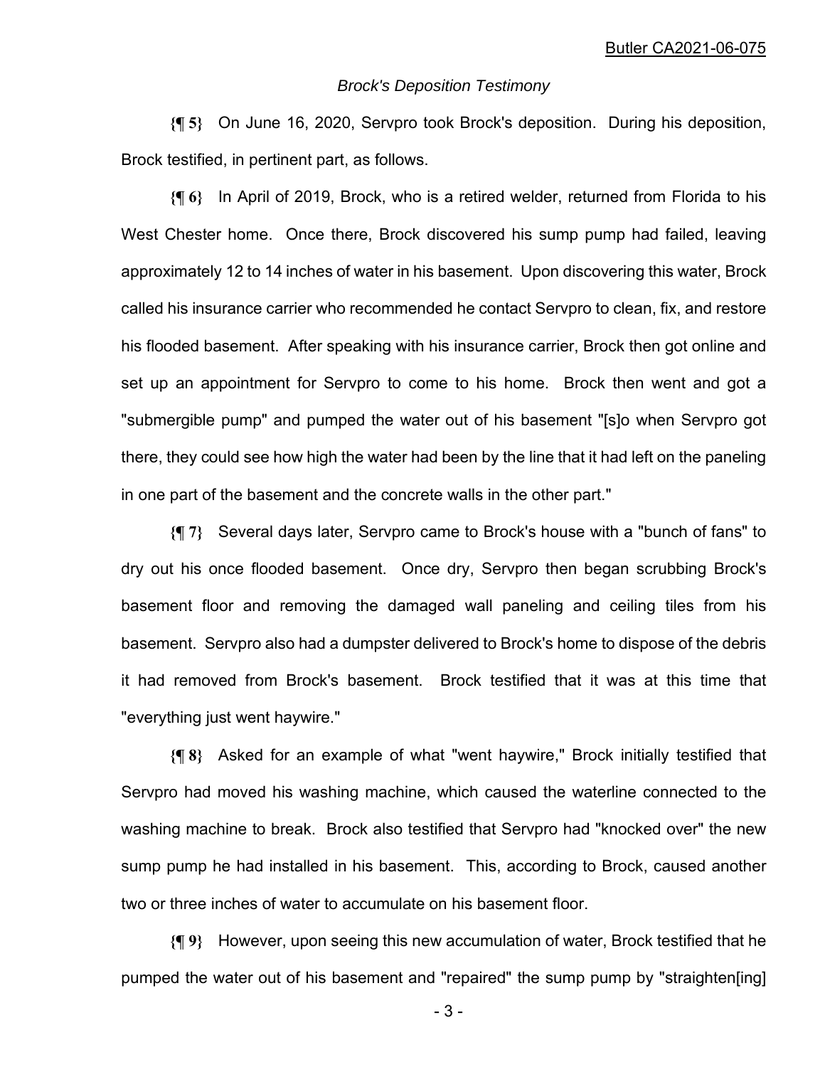*Brock's Deposition Testimony*

**{¶ 5}** On June 16, 2020, Servpro took Brock's deposition. During his deposition, Brock testified, in pertinent part, as follows.

**{¶ 6}** In April of 2019, Brock, who is a retired welder, returned from Florida to his West Chester home. Once there, Brock discovered his sump pump had failed, leaving approximately 12 to 14 inches of water in his basement. Upon discovering this water, Brock called his insurance carrier who recommended he contact Servpro to clean, fix, and restore his flooded basement. After speaking with his insurance carrier, Brock then got online and set up an appointment for Servpro to come to his home. Brock then went and got a "submergible pump" and pumped the water out of his basement "[s]o when Servpro got there, they could see how high the water had been by the line that it had left on the paneling in one part of the basement and the concrete walls in the other part."

**{¶ 7}** Several days later, Servpro came to Brock's house with a "bunch of fans" to dry out his once flooded basement. Once dry, Servpro then began scrubbing Brock's basement floor and removing the damaged wall paneling and ceiling tiles from his basement. Servpro also had a dumpster delivered to Brock's home to dispose of the debris it had removed from Brock's basement. Brock testified that it was at this time that "everything just went haywire."

**{¶ 8}** Asked for an example of what "went haywire," Brock initially testified that Servpro had moved his washing machine, which caused the waterline connected to the washing machine to break. Brock also testified that Servpro had "knocked over" the new sump pump he had installed in his basement. This, according to Brock, caused another two or three inches of water to accumulate on his basement floor.

**{¶ 9}** However, upon seeing this new accumulation of water, Brock testified that he pumped the water out of his basement and "repaired" the sump pump by "straighten[ing]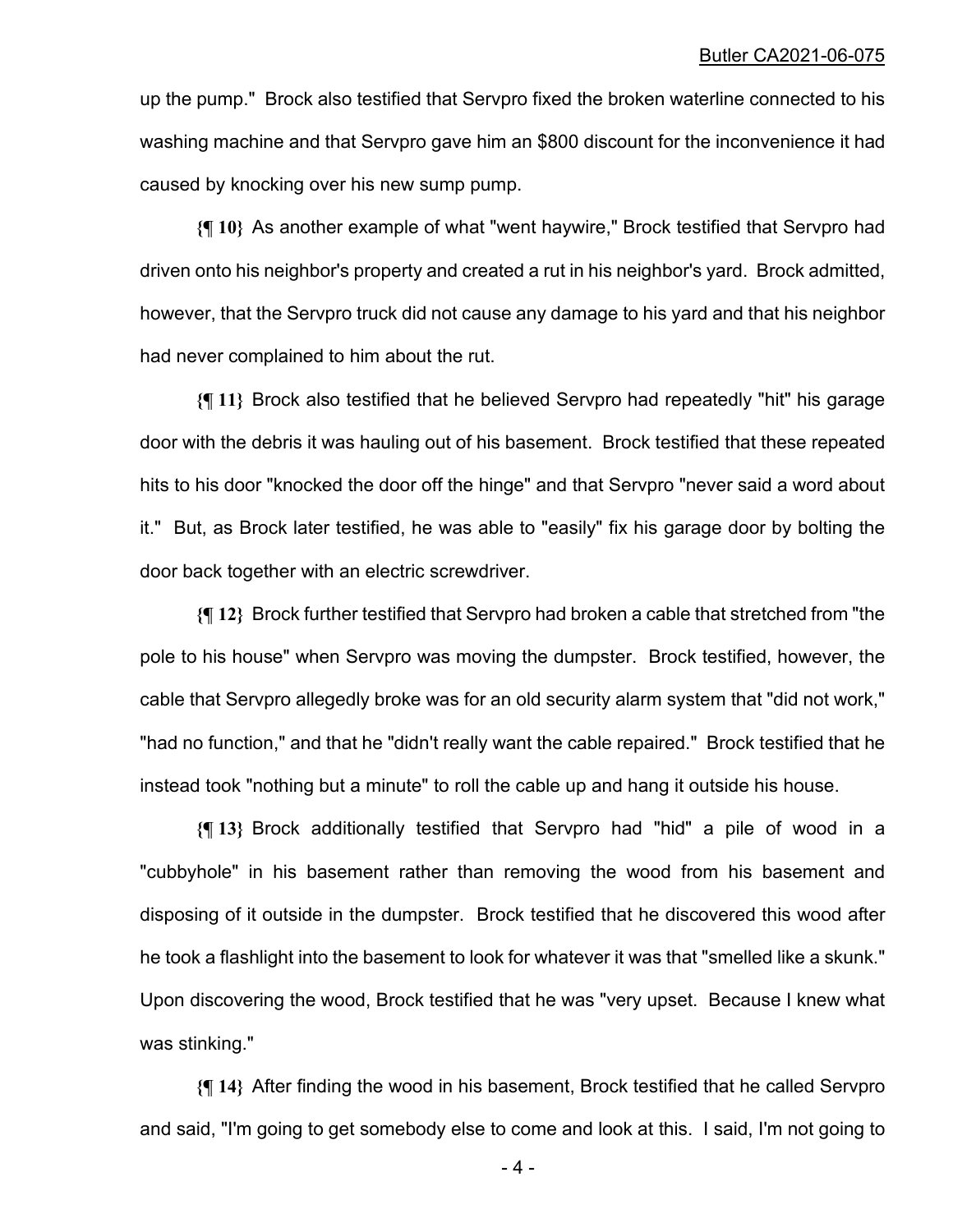up the pump." Brock also testified that Servpro fixed the broken waterline connected to his washing machine and that Servpro gave him an $800 discount for the inconvenience it had caused by knocking over his new sump pump.

**{¶ 10}** As another example of what "went haywire," Brock testified that Servpro had driven onto his neighbor's property and created a rut in his neighbor's yard. Brock admitted, however, that the Servpro truck did not cause any damage to his yard and that his neighbor had never complained to him about the rut.

**{¶ 11}** Brock also testified that he believed Servpro had repeatedly "hit" his garage door with the debris it was hauling out of his basement. Brock testified that these repeated hits to his door "knocked the door off the hinge" and that Servpro "never said a word about it." But, as Brock later testified, he was able to "easily" fix his garage door by bolting the door back together with an electric screwdriver.

**{¶ 12}** Brock further testified that Servpro had broken a cable that stretched from "the pole to his house" when Servpro was moving the dumpster. Brock testified, however, the cable that Servpro allegedly broke was for an old security alarm system that "did not work," "had no function," and that he "didn't really want the cable repaired." Brock testified that he instead took "nothing but a minute" to roll the cable up and hang it outside his house.

**{¶ 13}** Brock additionally testified that Servpro had "hid" a pile of wood in a "cubbyhole" in his basement rather than removing the wood from his basement and disposing of it outside in the dumpster. Brock testified that he discovered this wood after he took a flashlight into the basement to look for whatever it was that "smelled like a skunk." Upon discovering the wood, Brock testified that he was "very upset. Because I knew what was stinking."

**{¶ 14}** After finding the wood in his basement, Brock testified that he called Servpro and said, "I'm going to get somebody else to come and look at this. I said, I'm not going to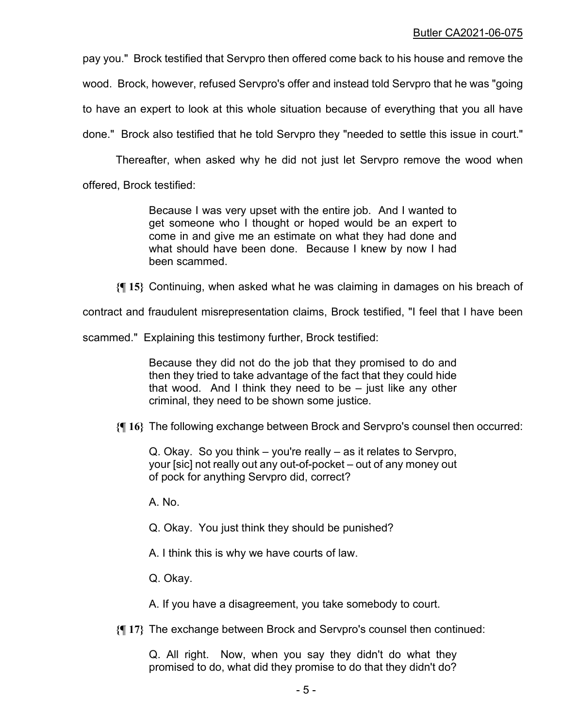pay you." Brock testified that Servpro then offered come back to his house and remove the wood. Brock, however, refused Servpro's offer and instead told Servpro that he was "going to have an expert to look at this whole situation because of everything that you all have done." Brock also testified that he told Servpro they "needed to settle this issue in court."

Thereafter, when asked why he did not just let Servpro remove the wood when offered, Brock testified:

> Because I was very upset with the entire job. And I wanted to get someone who I thought or hoped would be an expert to come in and give me an estimate on what they had done and what should have been done. Because I knew by now I had been scammed.

**{¶ 15}** Continuing, when asked what he was claiming in damages on his breach of contract and fraudulent misrepresentation claims, Brock testified, "I feel that I have been scammed." Explaining this testimony further, Brock testified:

> Because they did not do the job that they promised to do and then they tried to take advantage of the fact that they could hide that wood. And I think they need to be – just like any other criminal, they need to be shown some justice.

**{¶ 16}** The following exchange between Brock and Servpro's counsel then occurred:

> Q. Okay. So you think – you're really – as it relates to Servpro, your [sic] not really out any out-of-pocket – out of any money out of pock for anything Servpro did, correct?
>
> A. No.
>
> Q. Okay. You just think they should be punished?
>
> A. I think this is why we have courts of law.
>
> Q. Okay.
>
> A. If you have a disagreement, you take somebody to court.

**{¶ 17}** The exchange between Brock and Servpro's counsel then continued:

> Q. All right. Now, when you say they didn't do what they promised to do, what did they promise to do that they didn't do?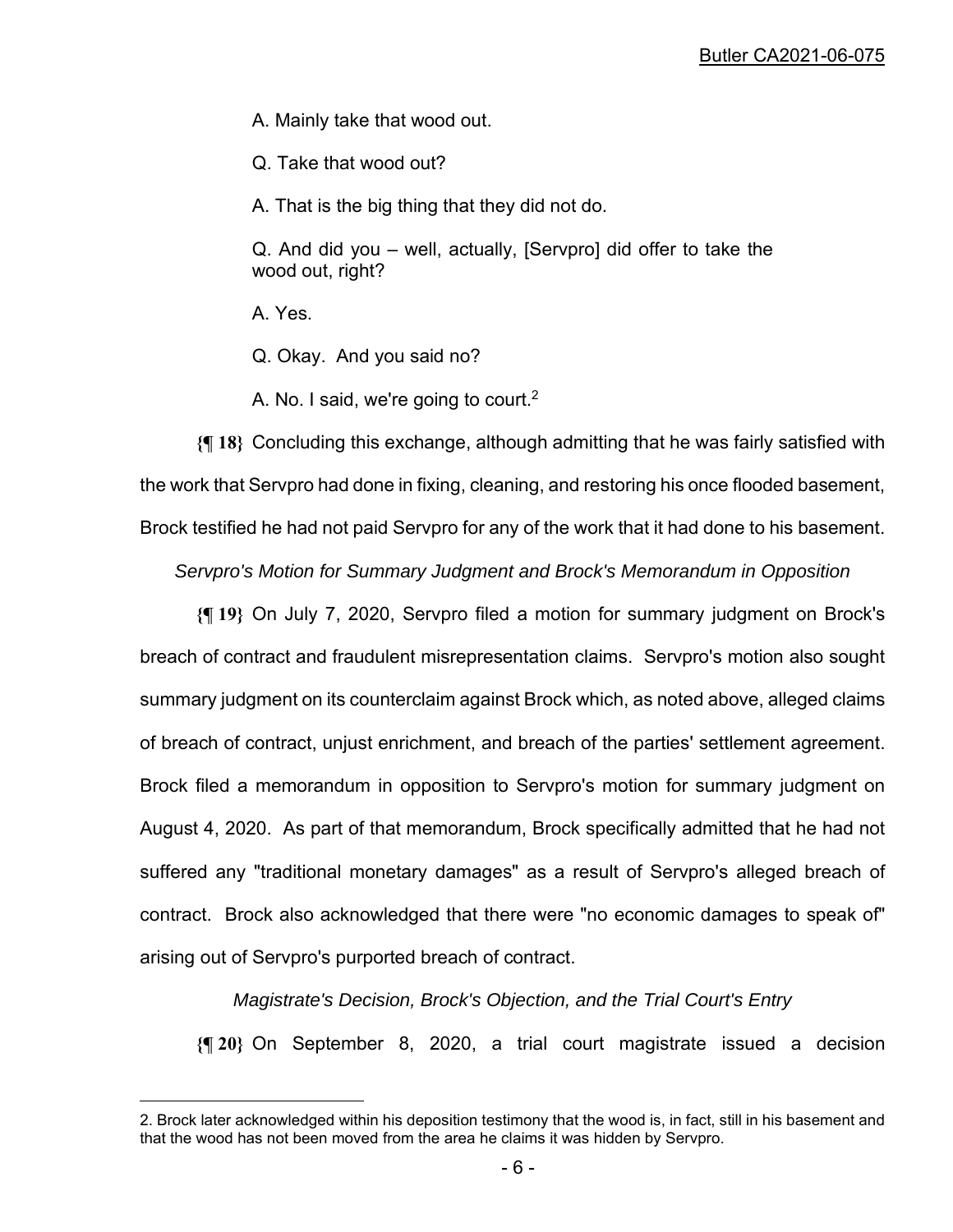A. Mainly take that wood out.

Q. Take that wood out?

A. That is the big thing that they did not do.

Q. And did you – well, actually, [Servpro] did offer to take the wood out, right?

A. Yes.

Q. Okay. And you said no?

A. No. I said, we're going to court.[2]

**{¶ 18}** Concluding this exchange, although admitting that he was fairly satisfied with the work that Servpro had done in fixing, cleaning, and restoring his once flooded basement, Brock testified he had not paid Servpro for any of the work that it had done to his basement.

*Servpro's Motion for Summary Judgment and Brock's Memorandum in Opposition*

**{¶ 19}** On July 7, 2020, Servpro filed a motion for summary judgment on Brock's breach of contract and fraudulent misrepresentation claims. Servpro's motion also sought summary judgment on its counterclaim against Brock which, as noted above, alleged claims of breach of contract, unjust enrichment, and breach of the parties' settlement agreement. Brock filed a memorandum in opposition to Servpro's motion for summary judgment on August 4, 2020. As part of that memorandum, Brock specifically admitted that he had not suffered any "traditional monetary damages" as a result of Servpro's alleged breach of contract. Brock also acknowledged that there were "no economic damages to speak of" arising out of Servpro's purported breach of contract.

*Magistrate's Decision, Brock's Objection, and the Trial Court's Entry*

**{¶ 20}** On September 8, 2020, a trial court magistrate issued a decision

2. Brock later acknowledged within his deposition testimony that the wood is, in fact, still in his basement and that the wood has not been moved from the area he claims it was hidden by Servpro.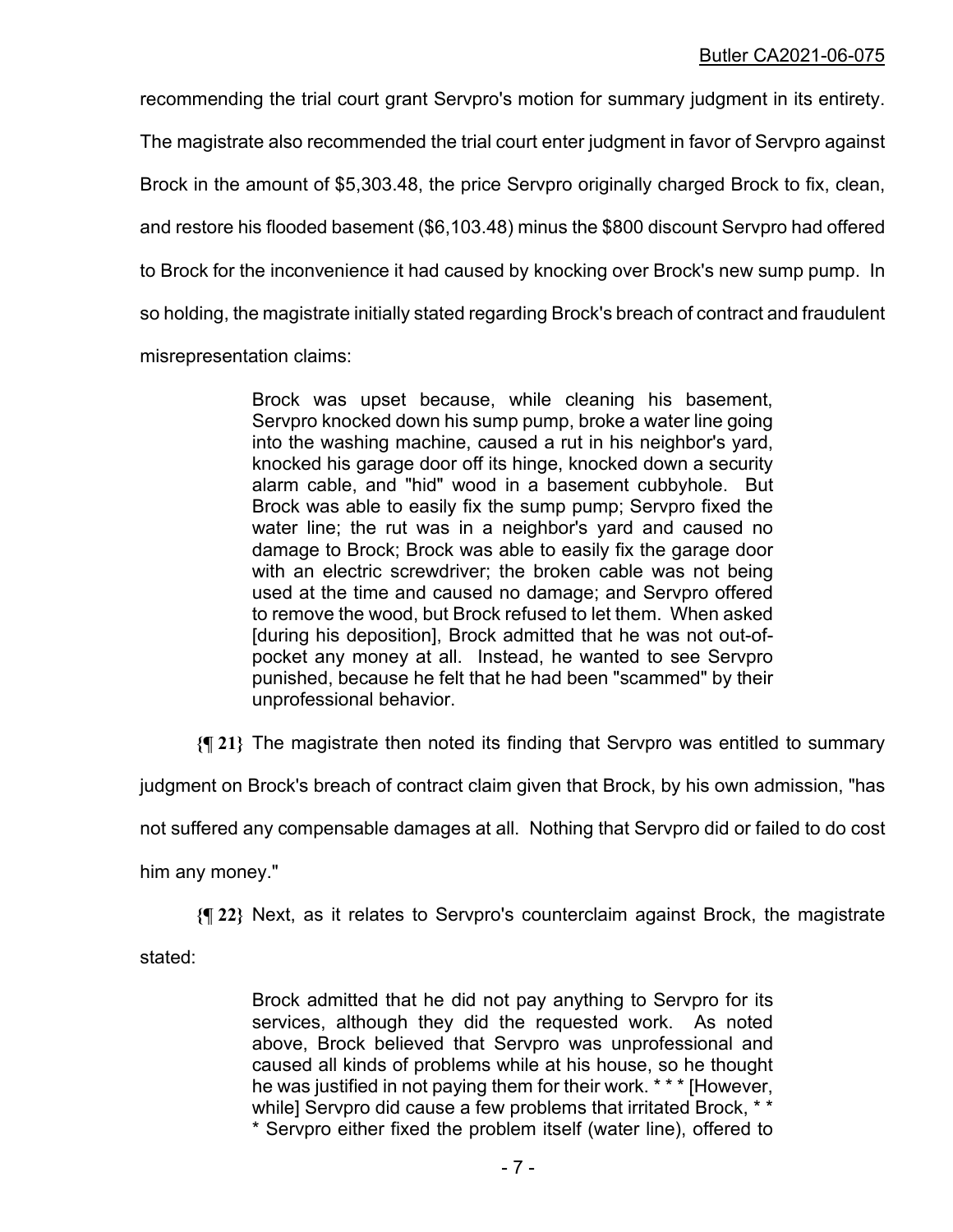recommending the trial court grant Servpro's motion for summary judgment in its entirety. The magistrate also recommended the trial court enter judgment in favor of Servpro against Brock in the amount of $5,303.48, the price Servpro originally charged Brock to fix, clean, and restore his flooded basement ($6,103.48) minus the $800 discount Servpro had offered to Brock for the inconvenience it had caused by knocking over Brock's new sump pump. In so holding, the magistrate initially stated regarding Brock's breach of contract and fraudulent misrepresentation claims:

> Brock was upset because, while cleaning his basement, Servpro knocked down his sump pump, broke a water line going into the washing machine, caused a rut in his neighbor's yard, knocked his garage door off its hinge, knocked down a security alarm cable, and "hid" wood in a basement cubbyhole. But Brock was able to easily fix the sump pump; Servpro fixed the water line; the rut was in a neighbor's yard and caused no damage to Brock; Brock was able to easily fix the garage door with an electric screwdriver; the broken cable was not being used at the time and caused no damage; and Servpro offered to remove the wood, but Brock refused to let them. When asked [during his deposition], Brock admitted that he was not out-of-pocket any money at all. Instead, he wanted to see Servpro punished, because he felt that he had been "scammed" by their unprofessional behavior.

**{¶ 21}** The magistrate then noted its finding that Servpro was entitled to summary judgment on Brock's breach of contract claim given that Brock, by his own admission, "has not suffered any compensable damages at all. Nothing that Servpro did or failed to do cost him any money."

**{¶ 22}** Next, as it relates to Servpro's counterclaim against Brock, the magistrate stated:

> Brock admitted that he did not pay anything to Servpro for its services, although they did the requested work. As noted above, Brock believed that Servpro was unprofessional and caused all kinds of problems while at his house, so he thought he was justified in not paying them for their work. * * * [However, while] Servpro did cause a few problems that irritated Brock, * * * Servpro either fixed the problem itself (water line), offered to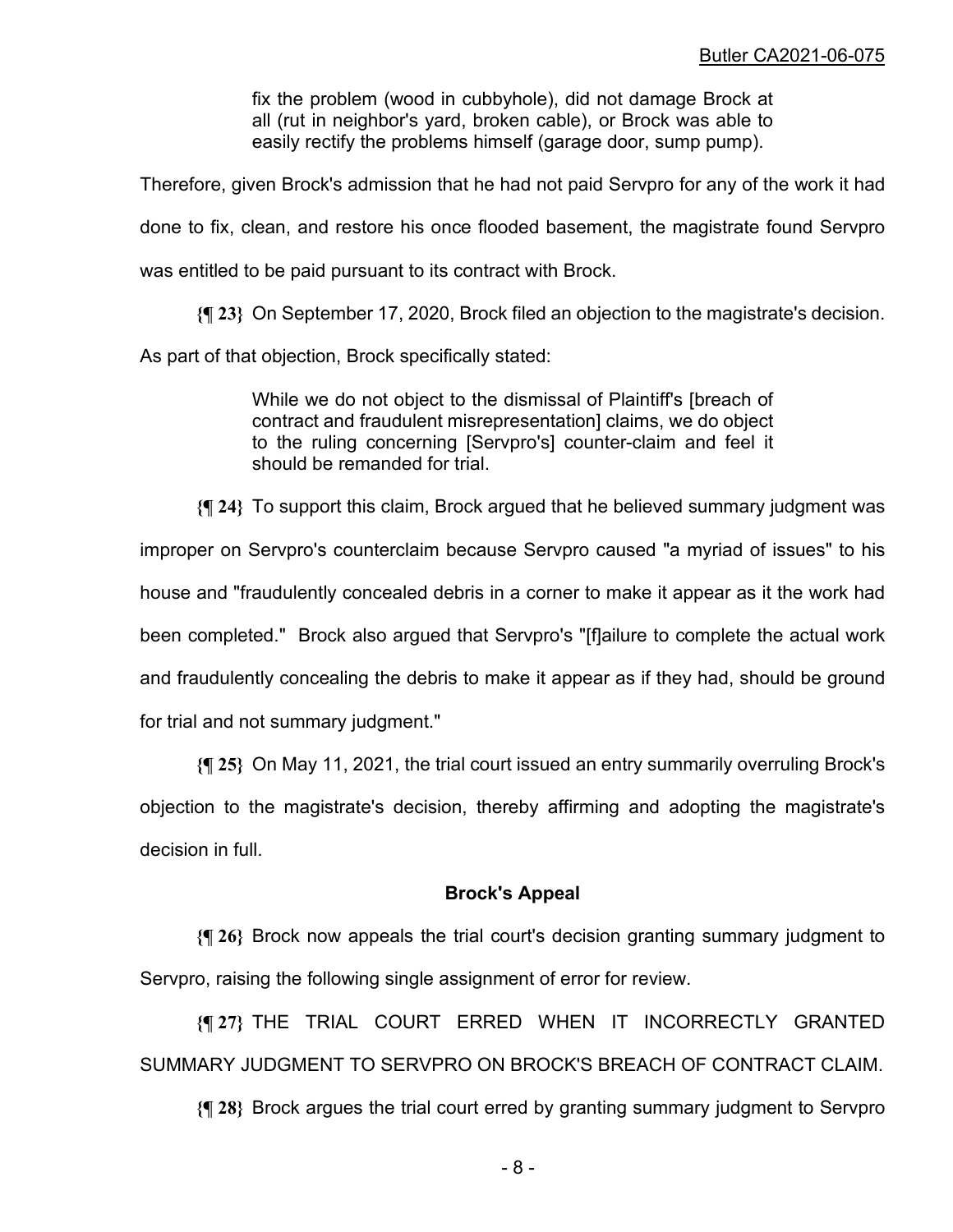> fix the problem (wood in cubbyhole), did not damage Brock at all (rut in neighbor's yard, broken cable), or Brock was able to easily rectify the problems himself (garage door, sump pump).

Therefore, given Brock's admission that he had not paid Servpro for any of the work it had done to fix, clean, and restore his once flooded basement, the magistrate found Servpro was entitled to be paid pursuant to its contract with Brock.

**{¶ 23}** On September 17, 2020, Brock filed an objection to the magistrate's decision. As part of that objection, Brock specifically stated:

> While we do not object to the dismissal of Plaintiff's [breach of contract and fraudulent misrepresentation] claims, we do object to the ruling concerning [Servpro's] counter-claim and feel it should be remanded for trial.

**{¶ 24}** To support this claim, Brock argued that he believed summary judgment was improper on Servpro's counterclaim because Servpro caused "a myriad of issues" to his house and "fraudulently concealed debris in a corner to make it appear as it the work had been completed." Brock also argued that Servpro's "[f]ailure to complete the actual work and fraudulently concealing the debris to make it appear as if they had, should be ground for trial and not summary judgment."

**{¶ 25}** On May 11, 2021, the trial court issued an entry summarily overruling Brock's objection to the magistrate's decision, thereby affirming and adopting the magistrate's decision in full.

## Brock's Appeal

**{¶ 26}** Brock now appeals the trial court's decision granting summary judgment to Servpro, raising the following single assignment of error for review.

**{¶ 27}** THE TRIAL COURT ERRED WHEN IT INCORRECTLY GRANTED SUMMARY JUDGMENT TO SERVPRO ON BROCK'S BREACH OF CONTRACT CLAIM.

**{¶ 28}** Brock argues the trial court erred by granting summary judgment to Servpro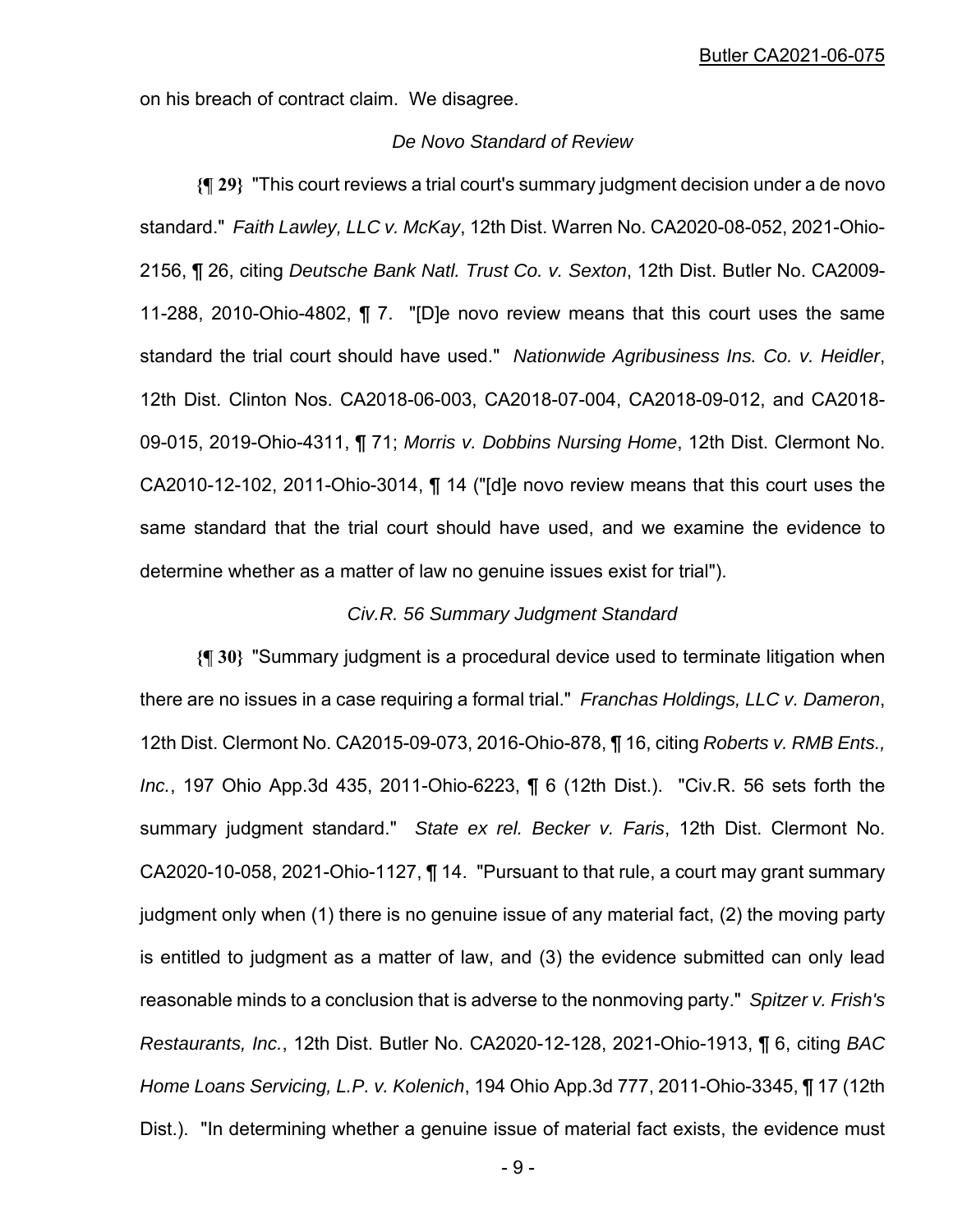on his breach of contract claim. We disagree.

*De Novo Standard of Review*

**{¶ 29}** "This court reviews a trial court's summary judgment decision under a de novo standard." *Faith Lawley, LLC v. McKay*, 12th Dist. Warren No. CA2020-08-052, 2021-Ohio-2156, ¶ 26, citing *Deutsche Bank Natl. Trust Co. v. Sexton*, 12th Dist. Butler No. CA2009-11-288, 2010-Ohio-4802, ¶ 7. "[D]e novo review means that this court uses the same standard the trial court should have used." *Nationwide Agribusiness Ins. Co. v. Heidler*, 12th Dist. Clinton Nos. CA2018-06-003, CA2018-07-004, CA2018-09-012, and CA2018-09-015, 2019-Ohio-4311, ¶ 71; *Morris v. Dobbins Nursing Home*, 12th Dist. Clermont No. CA2010-12-102, 2011-Ohio-3014, ¶ 14 ("[d]e novo review means that this court uses the same standard that the trial court should have used, and we examine the evidence to determine whether as a matter of law no genuine issues exist for trial").

*Civ.R. 56 Summary Judgment Standard*

**{¶ 30}** "Summary judgment is a procedural device used to terminate litigation when there are no issues in a case requiring a formal trial." *Franchas Holdings, LLC v. Dameron*, 12th Dist. Clermont No. CA2015-09-073, 2016-Ohio-878, ¶ 16, citing *Roberts v. RMB Ents., Inc.*, 197 Ohio App.3d 435, 2011-Ohio-6223, ¶ 6 (12th Dist.). "Civ.R. 56 sets forth the summary judgment standard." *State ex rel. Becker v. Faris*, 12th Dist. Clermont No. CA2020-10-058, 2021-Ohio-1127, ¶ 14. "Pursuant to that rule, a court may grant summary judgment only when (1) there is no genuine issue of any material fact, (2) the moving party is entitled to judgment as a matter of law, and (3) the evidence submitted can only lead reasonable minds to a conclusion that is adverse to the nonmoving party." *Spitzer v. Frish's Restaurants, Inc.*, 12th Dist. Butler No. CA2020-12-128, 2021-Ohio-1913, ¶ 6, citing *BAC Home Loans Servicing, L.P. v. Kolenich*, 194 Ohio App.3d 777, 2011-Ohio-3345, ¶ 17 (12th Dist.). "In determining whether a genuine issue of material fact exists, the evidence must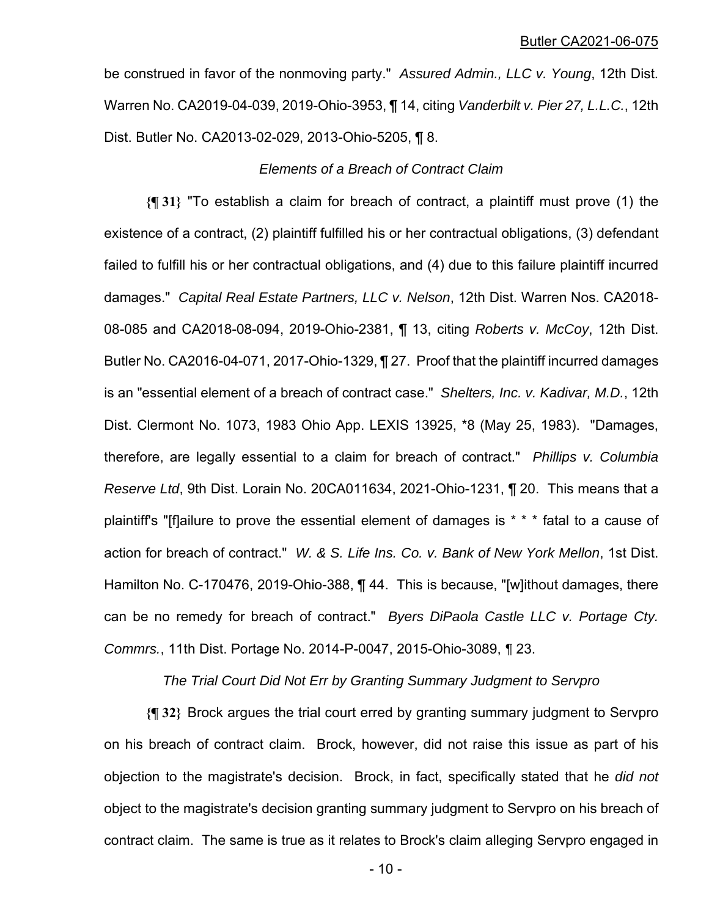be construed in favor of the nonmoving party." *Assured Admin., LLC v. Young*, 12th Dist. Warren No. CA2019-04-039, 2019-Ohio-3953, ¶ 14, citing *Vanderbilt v. Pier 27, L.L.C.*, 12th Dist. Butler No. CA2013-02-029, 2013-Ohio-5205, ¶ 8.

*Elements of a Breach of Contract Claim*

**{¶ 31}** "To establish a claim for breach of contract, a plaintiff must prove (1) the existence of a contract, (2) plaintiff fulfilled his or her contractual obligations, (3) defendant failed to fulfill his or her contractual obligations, and (4) due to this failure plaintiff incurred damages." *Capital Real Estate Partners, LLC v. Nelson*, 12th Dist. Warren Nos. CA2018-08-085 and CA2018-08-094, 2019-Ohio-2381, ¶ 13, citing *Roberts v. McCoy*, 12th Dist. Butler No. CA2016-04-071, 2017-Ohio-1329, ¶ 27. Proof that the plaintiff incurred damages is an "essential element of a breach of contract case." *Shelters, Inc. v. Kadivar, M.D.*, 12th Dist. Clermont No. 1073, 1983 Ohio App. LEXIS 13925, *8 (May 25, 1983). "Damages, therefore, are legally essential to a claim for breach of contract." *Phillips v. Columbia Reserve Ltd*, 9th Dist. Lorain No. 20CA011634, 2021-Ohio-1231, ¶ 20. This means that a plaintiff's "[f]ailure to prove the essential element of damages is * * * fatal to a cause of action for breach of contract." *W. & S. Life Ins. Co. v. Bank of New York Mellon*, 1st Dist. Hamilton No. C-170476, 2019-Ohio-388, ¶ 44. This is because, "[w]ithout damages, there can be no remedy for breach of contract." *Byers DiPaola Castle LLC v. Portage Cty. Commrs.*, 11th Dist. Portage No. 2014-P-0047, 2015-Ohio-3089, ¶ 23.

*The Trial Court Did Not Err by Granting Summary Judgment to Servpro*

**{¶ 32}** Brock argues the trial court erred by granting summary judgment to Servpro on his breach of contract claim. Brock, however, did not raise this issue as part of his objection to the magistrate's decision. Brock, in fact, specifically stated that he *did not* object to the magistrate's decision granting summary judgment to Servpro on his breach of contract claim. The same is true as it relates to Brock's claim alleging Servpro engaged in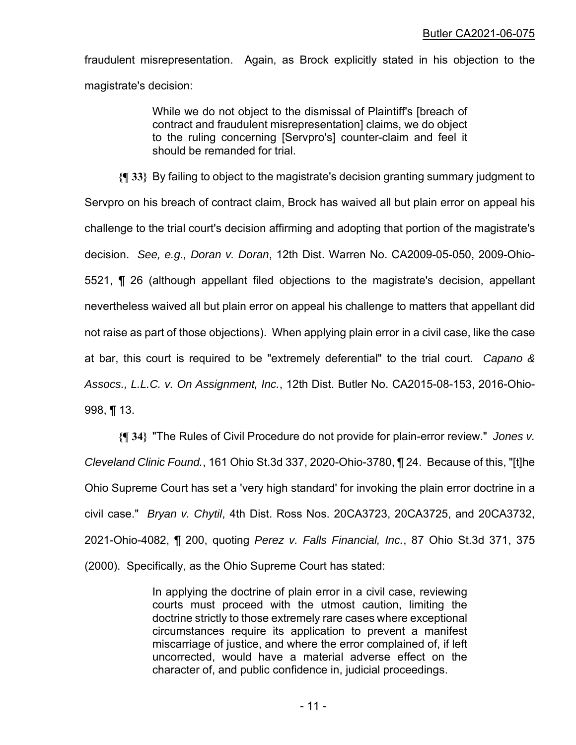fraudulent misrepresentation. Again, as Brock explicitly stated in his objection to the magistrate's decision:

> While we do not object to the dismissal of Plaintiff's [breach of contract and fraudulent misrepresentation] claims, we do object to the ruling concerning [Servpro's] counter-claim and feel it should be remanded for trial.

**{¶ 33}** By failing to object to the magistrate's decision granting summary judgment to Servpro on his breach of contract claim, Brock has waived all but plain error on appeal his challenge to the trial court's decision affirming and adopting that portion of the magistrate's decision. *See, e.g., Doran v. Doran*, 12th Dist. Warren No. CA2009-05-050, 2009-Ohio-5521, ¶ 26 (although appellant filed objections to the magistrate's decision, appellant nevertheless waived all but plain error on appeal his challenge to matters that appellant did not raise as part of those objections). When applying plain error in a civil case, like the case at bar, this court is required to be "extremely deferential" to the trial court. *Capano & Assocs., L.L.C. v. On Assignment, Inc.*, 12th Dist. Butler No. CA2015-08-153, 2016-Ohio-998, ¶ 13.

**{¶ 34}** "The Rules of Civil Procedure do not provide for plain-error review." *Jones v. Cleveland Clinic Found.*, 161 Ohio St.3d 337, 2020-Ohio-3780, ¶ 24. Because of this, "[t]he Ohio Supreme Court has set a 'very high standard' for invoking the plain error doctrine in a civil case." *Bryan v. Chytil*, 4th Dist. Ross Nos. 20CA3723, 20CA3725, and 20CA3732, 2021-Ohio-4082, ¶ 200, quoting *Perez v. Falls Financial, Inc.*, 87 Ohio St.3d 371, 375 (2000). Specifically, as the Ohio Supreme Court has stated:

> In applying the doctrine of plain error in a civil case, reviewing courts must proceed with the utmost caution, limiting the doctrine strictly to those extremely rare cases where exceptional circumstances require its application to prevent a manifest miscarriage of justice, and where the error complained of, if left uncorrected, would have a material adverse effect on the character of, and public confidence in, judicial proceedings.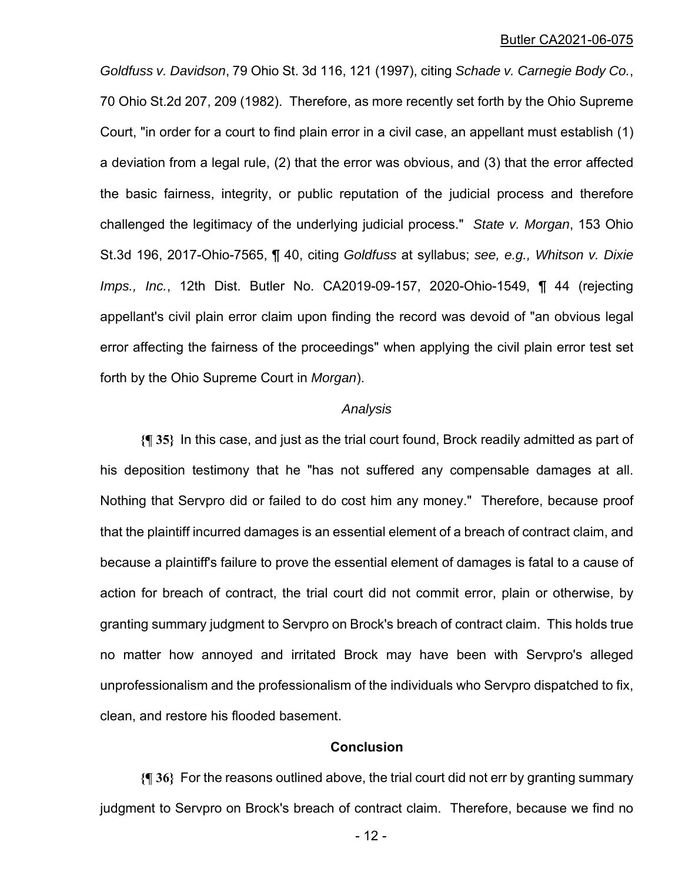*Goldfuss v. Davidson*, 79 Ohio St. 3d 116, 121 (1997), citing *Schade v. Carnegie Body Co.*, 70 Ohio St.2d 207, 209 (1982). Therefore, as more recently set forth by the Ohio Supreme Court, "in order for a court to find plain error in a civil case, an appellant must establish (1) a deviation from a legal rule, (2) that the error was obvious, and (3) that the error affected the basic fairness, integrity, or public reputation of the judicial process and therefore challenged the legitimacy of the underlying judicial process." *State v. Morgan*, 153 Ohio St.3d 196, 2017-Ohio-7565, ¶ 40, citing *Goldfuss* at syllabus; *see, e.g., Whitson v. Dixie Imps., Inc.*, 12th Dist. Butler No. CA2019-09-157, 2020-Ohio-1549, ¶ 44 (rejecting appellant's civil plain error claim upon finding the record was devoid of "an obvious legal error affecting the fairness of the proceedings" when applying the civil plain error test set forth by the Ohio Supreme Court in *Morgan*).

*Analysis*

**{¶ 35}** In this case, and just as the trial court found, Brock readily admitted as part of his deposition testimony that he "has not suffered any compensable damages at all. Nothing that Servpro did or failed to do cost him any money." Therefore, because proof that the plaintiff incurred damages is an essential element of a breach of contract claim, and because a plaintiff's failure to prove the essential element of damages is fatal to a cause of action for breach of contract, the trial court did not commit error, plain or otherwise, by granting summary judgment to Servpro on Brock's breach of contract claim. This holds true no matter how annoyed and irritated Brock may have been with Servpro's alleged unprofessionalism and the professionalism of the individuals who Servpro dispatched to fix, clean, and restore his flooded basement.

**Conclusion**

**{¶ 36}** For the reasons outlined above, the trial court did not err by granting summary judgment to Servpro on Brock's breach of contract claim. Therefore, because we find no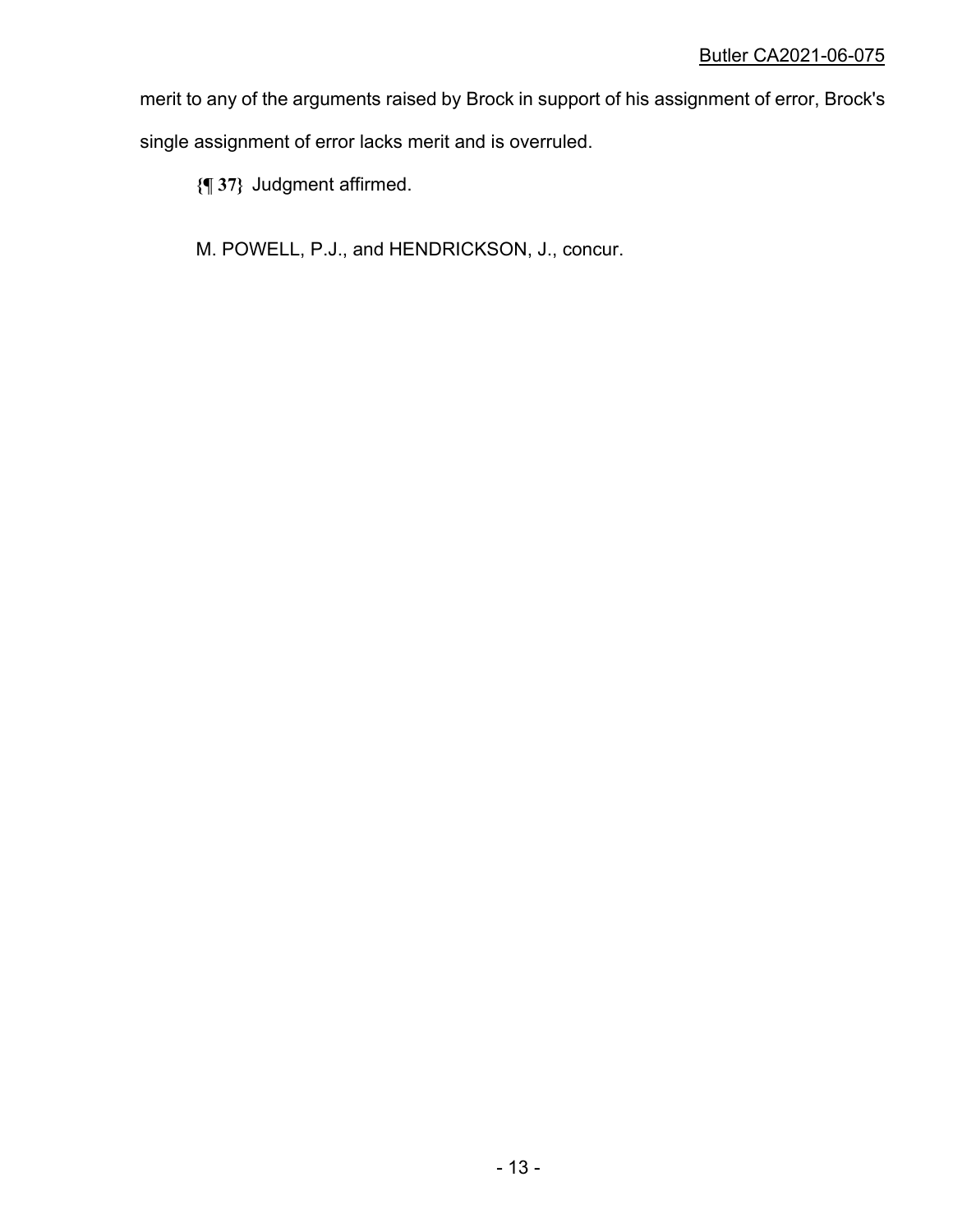merit to any of the arguments raised by Brock in support of his assignment of error, Brock's single assignment of error lacks merit and is overruled.

**{¶ 37}** Judgment affirmed.

M. POWELL, P.J., and HENDRICKSON, J., concur.